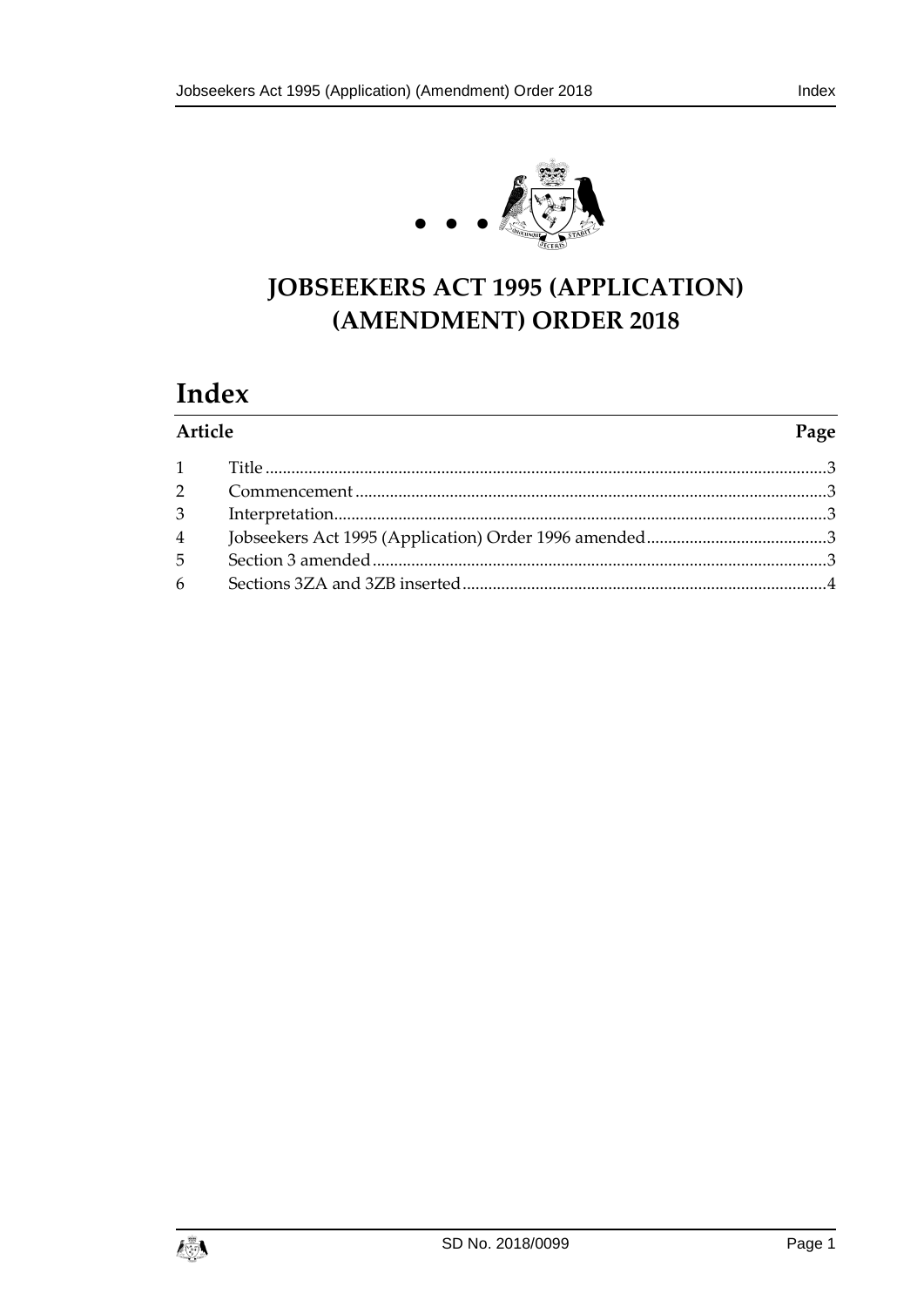# JOBSEEKERS ACT 1995 (APPLICATION) (AMENDMENT) ORDER 2018

## Index

| Article | | Page |
|---|---|---|
| 1 | Title | 3 |
| 2 | Commencement | 3 |
| 3 | Interpretation | 3 |
| 4 | Jobseekers Act 1995 (Application) Order 1996 amended | 3 |
| 5 | Section 3 amended | 3 |
| 6 | Sections 3ZA and 3ZB inserted | 4 |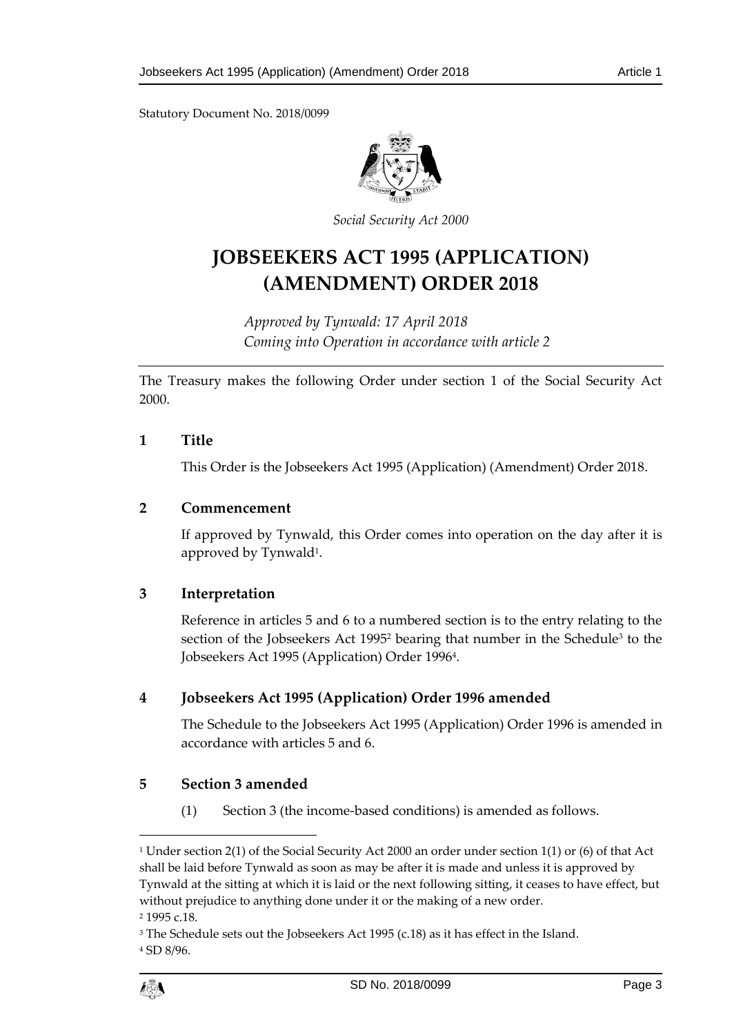Statutory Document No. 2018/0099

*Social Security Act 2000*

# JOBSEEKERS ACT 1995 (APPLICATION) (AMENDMENT) ORDER 2018

*Approved by Tynwald: 17 April 2018*
*Coming into Operation in accordance with article 2*

The Treasury makes the following Order under section 1 of the Social Security Act 2000.

## 1 Title

This Order is the Jobseekers Act 1995 (Application) (Amendment) Order 2018.

## 2 Commencement

If approved by Tynwald, this Order comes into operation on the day after it is approved by Tynwald[1].

## 3 Interpretation

Reference in articles 5 and 6 to a numbered section is to the entry relating to the section of the Jobseekers Act 1995[2] bearing that number in the Schedule[3] to the Jobseekers Act 1995 (Application) Order 1996[4].

## 4 Jobseekers Act 1995 (Application) Order 1996 amended

The Schedule to the Jobseekers Act 1995 (Application) Order 1996 is amended in accordance with articles 5 and 6.

## 5 Section 3 amended

(1) Section 3 (the income-based conditions) is amended as follows.

---

[1] Under section 2(1) of the Social Security Act 2000 an order under section 1(1) or (6) of that Act shall be laid before Tynwald as soon as may be after it is made and unless it is approved by Tynwald at the sitting at which it is laid or the next following sitting, it ceases to have effect, but without prejudice to anything done under it or the making of a new order.

[2] 1995 c.18.

[3] The Schedule sets out the Jobseekers Act 1995 (c.18) as it has effect in the Island.

[4] SD 8/96.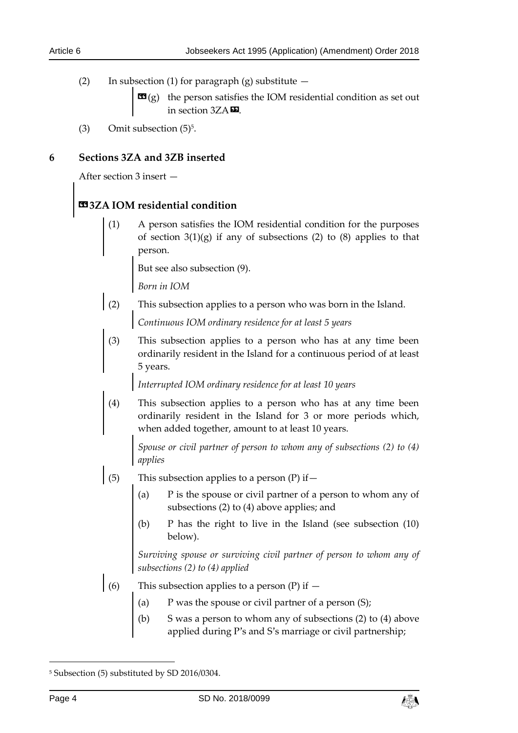(2) In subsection (1) for paragraph (g) substitute —

«(g) the person satisfies the IOM residential condition as set out in section 3ZA».

(3) Omit subsection (5)[5].

## 6 Sections 3ZA and 3ZB inserted

After section 3 insert —

### «3ZA IOM residential condition

(1) A person satisfies the IOM residential condition for the purposes of section 3(1)(g) if any of subsections (2) to (8) applies to that person.

But see also subsection (9).

*Born in IOM*

(2) This subsection applies to a person who was born in the Island.

*Continuous IOM ordinary residence for at least 5 years*

(3) This subsection applies to a person who has at any time been ordinarily resident in the Island for a continuous period of at least 5 years.

*Interrupted IOM ordinary residence for at least 10 years*

(4) This subsection applies to a person who has at any time been ordinarily resident in the Island for 3 or more periods which, when added together, amount to at least 10 years.

*Spouse or civil partner of person to whom any of subsections (2) to (4) applies*

(5) This subsection applies to a person (P) if—

(a) P is the spouse or civil partner of a person to whom any of subsections (2) to (4) above applies; and

(b) P has the right to live in the Island (see subsection (10) below).

*Surviving spouse or surviving civil partner of person to whom any of subsections (2) to (4) applied*

(6) This subsection applies to a person (P) if —

(a) P was the spouse or civil partner of a person (S);

(b) S was a person to whom any of subsections (2) to (4) above applied during P's and S's marriage or civil partnership;

[5] Subsection (5) substituted by SD 2016/0304.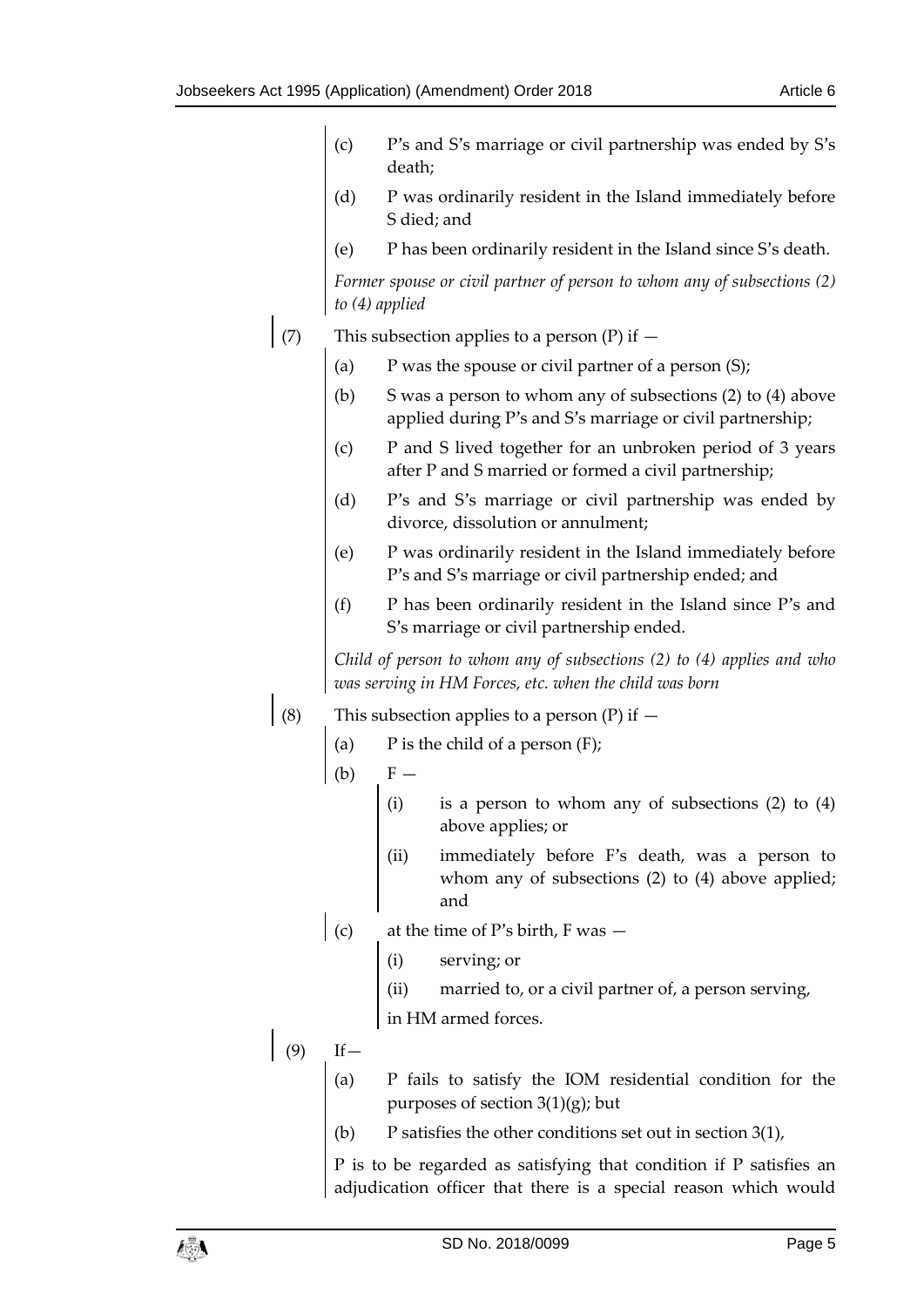(c) P's and S's marriage or civil partnership was ended by S's death;

(d) P was ordinarily resident in the Island immediately before S died; and

(e) P has been ordinarily resident in the Island since S's death.

*Former spouse or civil partner of person to whom any of subsections (2) to (4) applied*

(7) This subsection applies to a person (P) if —

(a) P was the spouse or civil partner of a person (S);

(b) S was a person to whom any of subsections (2) to (4) above applied during P's and S's marriage or civil partnership;

(c) P and S lived together for an unbroken period of 3 years after P and S married or formed a civil partnership;

(d) P's and S's marriage or civil partnership was ended by divorce, dissolution or annulment;

(e) P was ordinarily resident in the Island immediately before P's and S's marriage or civil partnership ended; and

(f) P has been ordinarily resident in the Island since P's and S's marriage or civil partnership ended.

*Child of person to whom any of subsections (2) to (4) applies and who was serving in HM Forces, etc. when the child was born*

(8) This subsection applies to a person (P) if —

(a) P is the child of a person (F);

(b) F —

(i) is a person to whom any of subsections (2) to (4) above applies; or

(ii) immediately before F's death, was a person to whom any of subsections (2) to (4) above applied; and

(c) at the time of P's birth, F was —

(i) serving; or

(ii) married to, or a civil partner of, a person serving,

in HM armed forces.

(9) If—

(a) P fails to satisfy the IOM residential condition for the purposes of section 3(1)(g); but

(b) P satisfies the other conditions set out in section 3(1),

P is to be regarded as satisfying that condition if P satisfies an adjudication officer that there is a special reason which would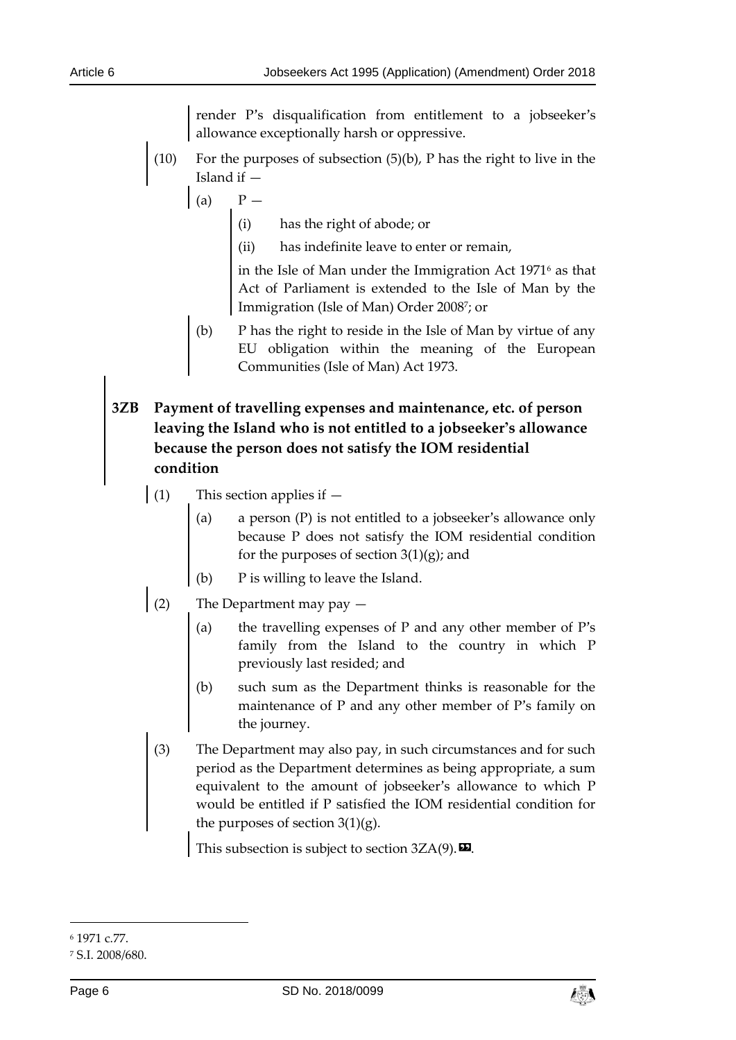render P's disqualification from entitlement to a jobseeker's allowance exceptionally harsh or oppressive.

(10) For the purposes of subsection (5)(b), P has the right to live in the Island if —

(a) P —

(i) has the right of abode; or

(ii) has indefinite leave to enter or remain,

in the Isle of Man under the Immigration Act 1971[6] as that Act of Parliament is extended to the Isle of Man by the Immigration (Isle of Man) Order 2008[7]; or

(b) P has the right to reside in the Isle of Man by virtue of any EU obligation within the meaning of the European Communities (Isle of Man) Act 1973.

**3ZB Payment of travelling expenses and maintenance, etc. of person leaving the Island who is not entitled to a jobseeker's allowance because the person does not satisfy the IOM residential condition**

(1) This section applies if —

(a) a person (P) is not entitled to a jobseeker's allowance only because P does not satisfy the IOM residential condition for the purposes of section 3(1)(g); and

(b) P is willing to leave the Island.

(2) The Department may pay —

(a) the travelling expenses of P and any other member of P's family from the Island to the country in which P previously last resided; and

(b) such sum as the Department thinks is reasonable for the maintenance of P and any other member of P's family on the journey.

(3) The Department may also pay, in such circumstances and for such period as the Department determines as being appropriate, a sum equivalent to the amount of jobseeker's allowance to which P would be entitled if P satisfied the IOM residential condition for the purposes of section 3(1)(g).

This subsection is subject to section 3ZA(9). ».

[6] 1971 c.77.

[7] S.I. 2008/680.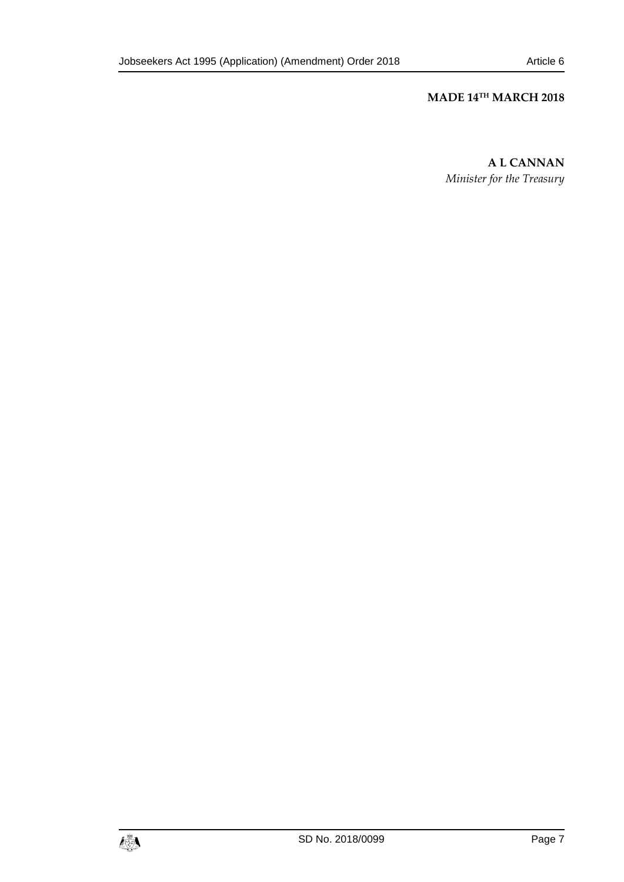**MADE 14TH MARCH 2018**

**A L CANNAN**

*Minister for the Treasury*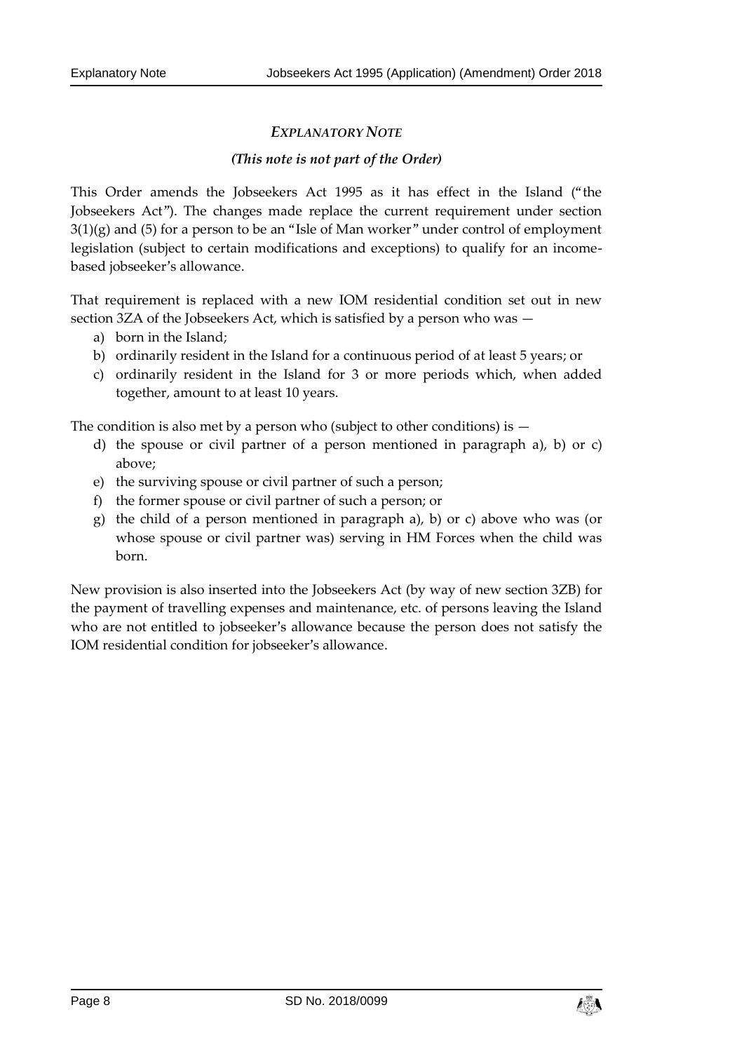## *EXPLANATORY NOTE*

***(This note is not part of the Order)***

This Order amends the Jobseekers Act 1995 as it has effect in the Island ("the Jobseekers Act"). The changes made replace the current requirement under section 3(1)(g) and (5) for a person to be an "Isle of Man worker" under control of employment legislation (subject to certain modifications and exceptions) to qualify for an income-based jobseeker's allowance.

That requirement is replaced with a new IOM residential condition set out in new section 3ZA of the Jobseekers Act, which is satisfied by a person who was —

a) born in the Island;
b) ordinarily resident in the Island for a continuous period of at least 5 years; or
c) ordinarily resident in the Island for 3 or more periods which, when added together, amount to at least 10 years.

The condition is also met by a person who (subject to other conditions) is —

d) the spouse or civil partner of a person mentioned in paragraph a), b) or c) above;
e) the surviving spouse or civil partner of such a person;
f) the former spouse or civil partner of such a person; or
g) the child of a person mentioned in paragraph a), b) or c) above who was (or whose spouse or civil partner was) serving in HM Forces when the child was born.

New provision is also inserted into the Jobseekers Act (by way of new section 3ZB) for the payment of travelling expenses and maintenance, etc. of persons leaving the Island who are not entitled to jobseeker's allowance because the person does not satisfy the IOM residential condition for jobseeker's allowance.